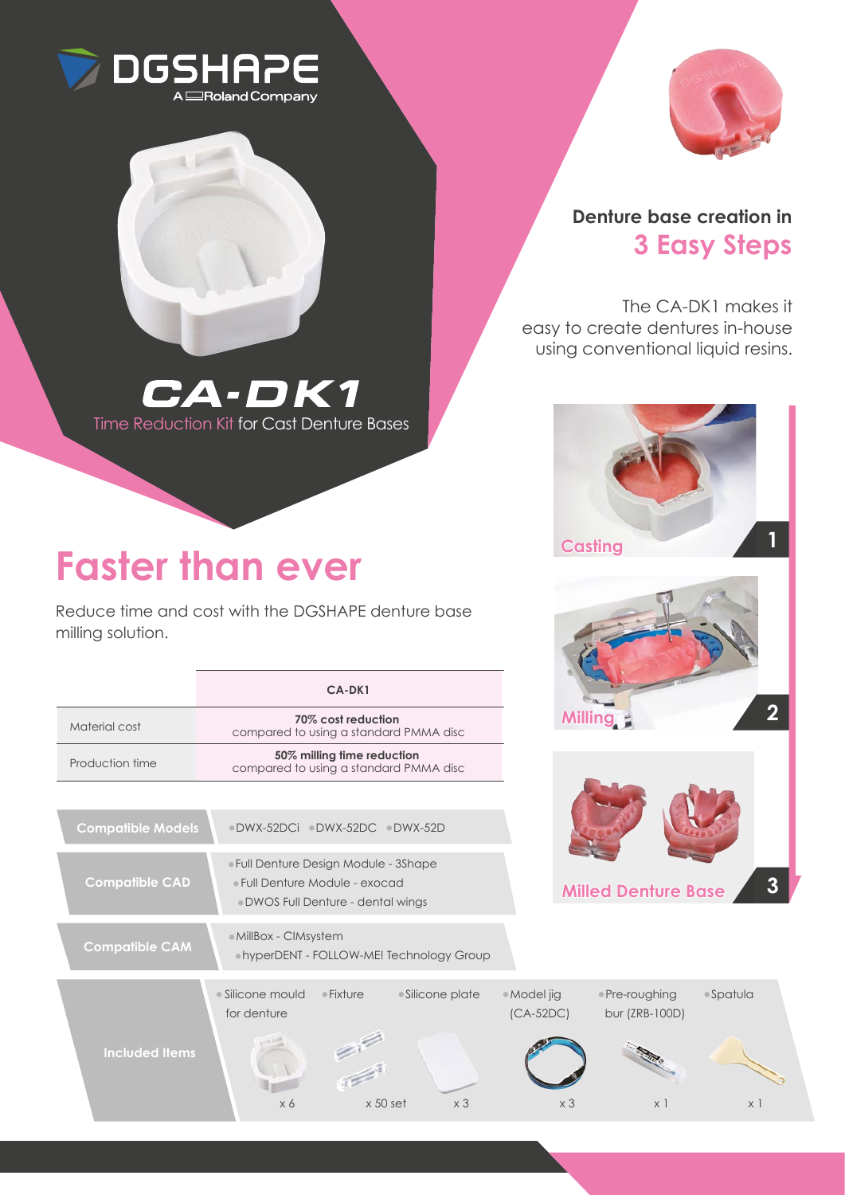DGSHAPE
A Roland Company

# CA-DK1

Time Reduction Kit for Cast Denture Bases

## Denture base creation in 3 Easy Steps

The CA-DK1 makes it easy to create dentures in-house using conventional liquid resins.

Casting 1

Milling 2

Milled Denture Base 3

# Faster than ever

Reduce time and cost with the DGSHAPE denture base milling solution.

| | CA-DK1 |
|---|---|
| Material cost | **70% cost reduction** compared to using a standard PMMA disc |
| Production time | **50% milling time reduction** compared to using a standard PMMA disc |

| | |
|---|---|
| **Compatible Models** | • DWX-52DCi • DWX-52DC • DWX-52D |
| **Compatible CAD** | • Full Denture Design Module - 3Shape<br>• Full Denture Module - exocad<br>• DWOS Full Denture - dental wings |
| **Compatible CAM** | • MillBox - CIMsystem<br>• hyperDENT - FOLLOW-ME! Technology Group |

| | | | | | | |
|---|---|---|---|---|---|---|
| **Included Items** | • Silicone mould for denture | • Fixture | • Silicone plate | • Model jig (CA-52DC) | • Pre-roughing bur (ZRB-100D) | • Spatula |
| | x 6 | x 50 set | x 3 | x 3 | x 1 | x 1 |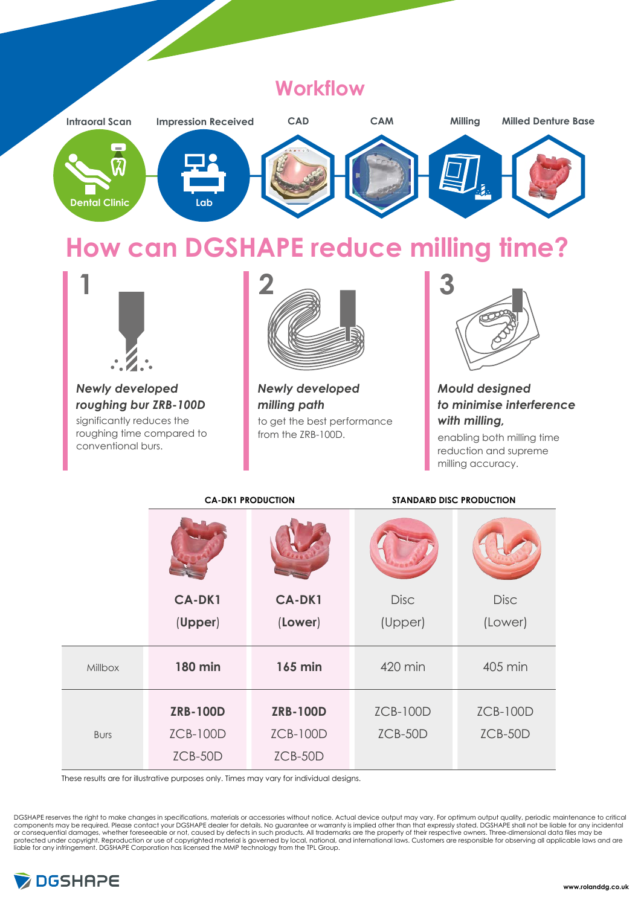## Workflow

Intraoral Scan — Dental Clinic

Impression Received — Lab

CAD

CAM

Milling

Milled Denture Base

# How can DGSHAPE reduce milling time?

**1**

***Newly developed roughing bur ZRB-100D***

significantly reduces the roughing time compared to conventional burs.

**2**

***Newly developed milling path***

to get the best performance from the ZRB-100D.

**3**

***Mould designed to minimise interference with milling,***

enabling both milling time reduction and supreme milling accuracy.

| | CA-DK1 PRODUCTION | | STANDARD DISC PRODUCTION | |
|---|---|---|---|---|
| | **CA-DK1** (**Upper**) | **CA-DK1** (**Lower**) | Disc (Upper) | Disc (Lower) |
| Millbox | **180 min** | **165 min** | 420 min | 405 min |
| Burs | **ZRB-100D** ZCB-100D ZCB-50D | **ZRB-100D** ZCB-100D ZCB-50D | ZCB-100D ZCB-50D | ZCB-100D ZCB-50D |

These results are for illustrative purposes only. Times may vary for individual designs.

DGSHAPE reserves the right to make changes in specifications, materials or accessories without notice. Actual device output may vary. For optimum output quality, periodic maintenance to critical components may be required. Please contact your DGSHAPE dealer for details. No guarantee or warranty is implied other than that expressly stated. DGSHAPE shall not be liable for any incidental or consequential damages, whether foreseeable or not, caused by defects in such products. All trademarks are the property of their respective owners. Three-dimensional data files may be protected under copyright. Reproduction or use of copyrighted material is governed by local, national, and international laws. Customers are responsible for observing all applicable laws and are liable for any infringement. DGSHAPE Corporation has licensed the MMP technology from the TPL Group.

DGSHAPE

www.rolanddg.co.uk